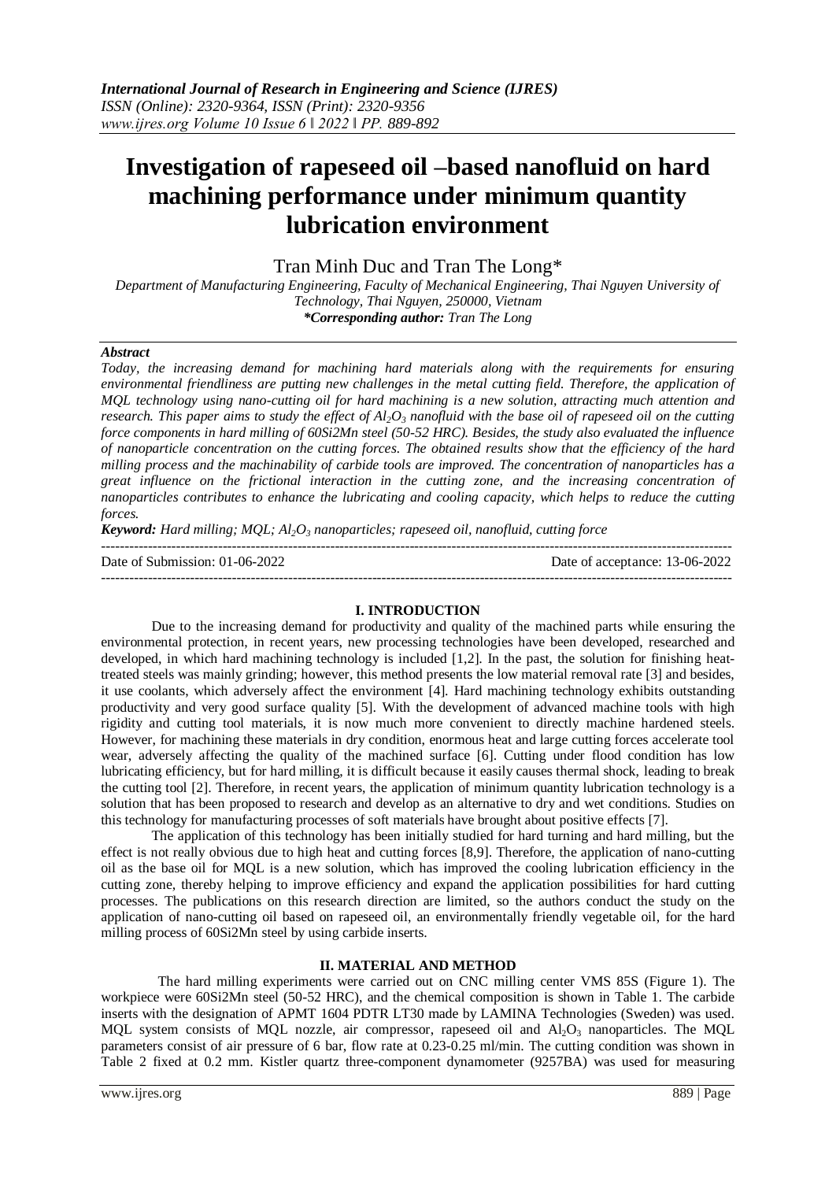# Investigation of rapeseed oil –based nanofluid on hard machining performance under minimum quantity lubrication environment

Tran Minh Duc and Tran The Long*

*Department of Manufacturing Engineering, Faculty of Mechanical Engineering, Thai Nguyen University of Technology, Thai Nguyen, 250000, Vietnam*
***Corresponding author:** Tran The Long*

## Abstract

*Today, the increasing demand for machining hard materials along with the requirements for ensuring environmental friendliness are putting new challenges in the metal cutting field. Therefore, the application of MQL technology using nano-cutting oil for hard machining is a new solution, attracting much attention and research. This paper aims to study the effect of $Al_2O_3$ nanofluid with the base oil of rapeseed oil on the cutting force components in hard milling of 60Si2Mn steel (50-52 HRC). Besides, the study also evaluated the influence of nanoparticle concentration on the cutting forces. The obtained results show that the efficiency of the hard milling process and the machinability of carbide tools are improved. The concentration of nanoparticles has a great influence on the frictional interaction in the cutting zone, and the increasing concentration of nanoparticles contributes to enhance the lubricating and cooling capacity, which helps to reduce the cutting forces.*

***Keyword:** Hard milling; MQL; $Al_2O_3$ nanoparticles; rapeseed oil, nanofluid, cutting force*

Date of Submission: 01-06-2022 — Date of acceptance: 13-06-2022

## I. INTRODUCTION

Due to the increasing demand for productivity and quality of the machined parts while ensuring the environmental protection, in recent years, new processing technologies have been developed, researched and developed, in which hard machining technology is included [1,2]. In the past, the solution for finishing heat-treated steels was mainly grinding; however, this method presents the low material removal rate [3] and besides, it use coolants, which adversely affect the environment [4]. Hard machining technology exhibits outstanding productivity and very good surface quality [5]. With the development of advanced machine tools with high rigidity and cutting tool materials, it is now much more convenient to directly machine hardened steels. However, for machining these materials in dry condition, enormous heat and large cutting forces accelerate tool wear, adversely affecting the quality of the machined surface [6]. Cutting under flood condition has low lubricating efficiency, but for hard milling, it is difficult because it easily causes thermal shock, leading to break the cutting tool [2]. Therefore, in recent years, the application of minimum quantity lubrication technology is a solution that has been proposed to research and develop as an alternative to dry and wet conditions. Studies on this technology for manufacturing processes of soft materials have brought about positive effects [7].

The application of this technology has been initially studied for hard turning and hard milling, but the effect is not really obvious due to high heat and cutting forces [8,9]. Therefore, the application of nano-cutting oil as the base oil for MQL is a new solution, which has improved the cooling lubrication efficiency in the cutting zone, thereby helping to improve efficiency and expand the application possibilities for hard cutting processes. The publications on this research direction are limited, so the authors conduct the study on the application of nano-cutting oil based on rapeseed oil, an environmentally friendly vegetable oil, for the hard milling process of 60Si2Mn steel by using carbide inserts.

## II. MATERIAL AND METHOD

The hard milling experiments were carried out on CNC milling center VMS 85S (Figure 1). The workpiece were 60Si2Mn steel (50-52 HRC), and the chemical composition is shown in Table 1. The carbide inserts with the designation of APMT 1604 PDTR LT30 made by LAMINA Technologies (Sweden) was used. MQL system consists of MQL nozzle, air compressor, rapeseed oil and $Al_2O_3$ nanoparticles. The MQL parameters consist of air pressure of 6 bar, flow rate at 0.23-0.25 ml/min. The cutting condition was shown in Table 2 fixed at 0.2 mm. Kistler quartz three-component dynamometer (9257BA) was used for measuring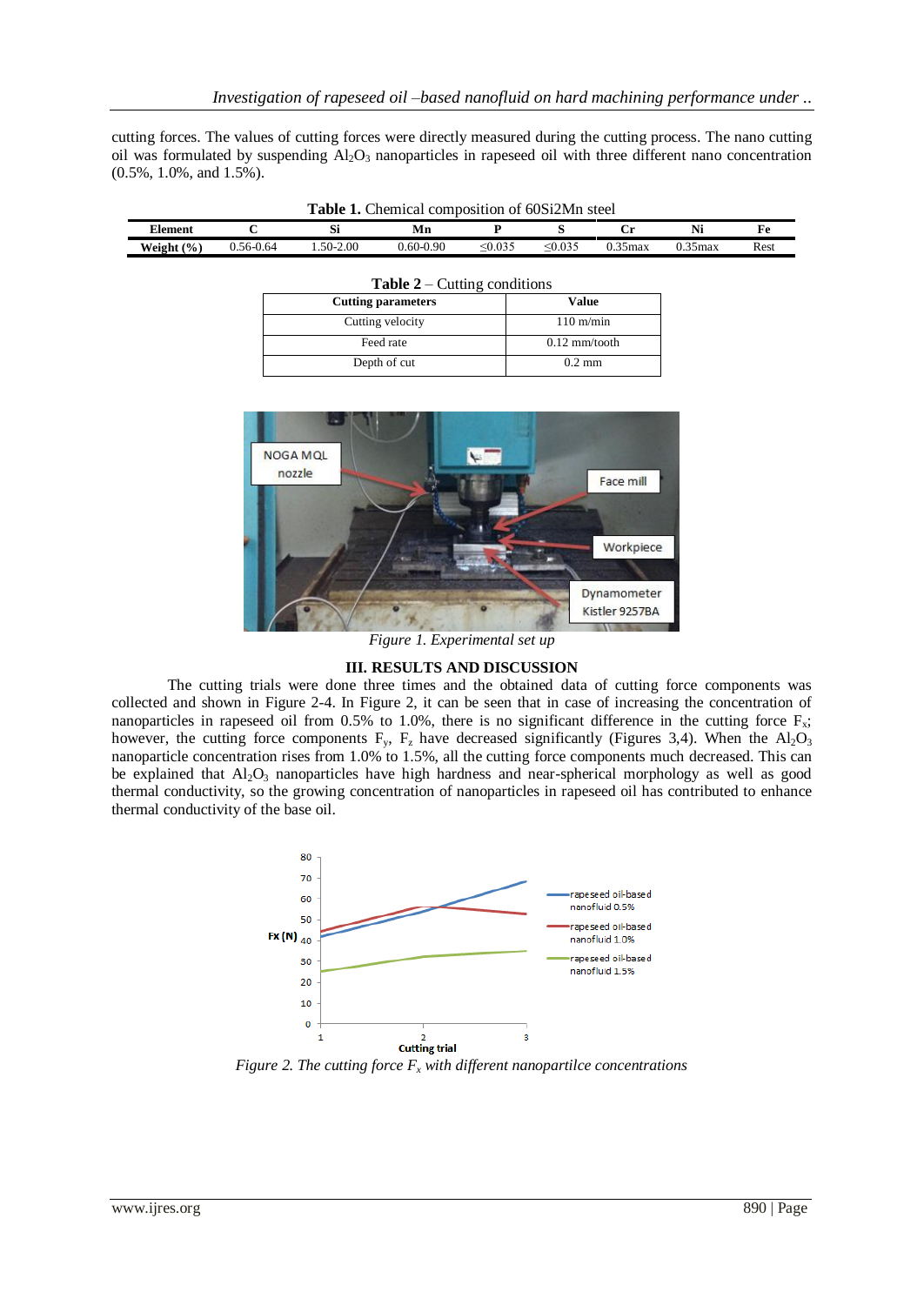cutting forces. The values of cutting forces were directly measured during the cutting process. The nano cutting oil was formulated by suspending $Al_2O_3$ nanoparticles in rapeseed oil with three different nano concentration (0.5%, 1.0%, and 1.5%).

**Table 1.** Chemical composition of 60Si2Mn steel

| Element | C | Si | Mn | P | S | Cr | Ni | Fe |
|---|---|---|---|---|---|---|---|---|
| Weight (%) | 0.56-0.64 | 1.50-2.00 | 0.60-0.90 | ≤0.035 | ≤0.035 | 0.35max | 0.35max | Rest |

**Table 2** – Cutting conditions

| Cutting parameters | Value |
|---|---|
| Cutting velocity | 110 m/min |
| Feed rate | 0.12 mm/tooth |
| Depth of cut | 0.2 mm |

*Figure 1. Experimental set up*

## III. RESULTS AND DISCUSSION

The cutting trials were done three times and the obtained data of cutting force components was collected and shown in Figure 2-4. In Figure 2, it can be seen that in case of increasing the concentration of nanoparticles in rapeseed oil from 0.5% to 1.0%, there is no significant difference in the cutting force $F_x$; however, the cutting force components $F_y$, $F_z$ have decreased significantly (Figures 3,4). When the $Al_2O_3$ nanoparticle concentration rises from 1.0% to 1.5%, all the cutting force components much decreased. This can be explained that $Al_2O_3$ nanoparticles have high hardness and near-spherical morphology as well as good thermal conductivity, so the growing concentration of nanoparticles in rapeseed oil has contributed to enhance thermal conductivity of the base oil.

*Figure 2. The cutting force $F_x$ with different nanopartilce concentrations*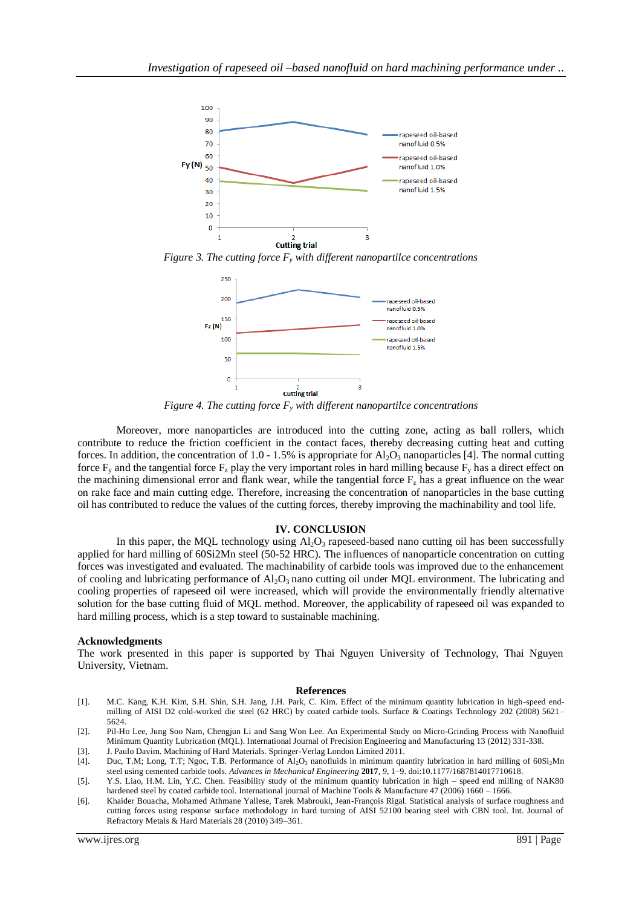Figure 3. The cutting force $F_y$ with different nanopartilce concentrations

Figure 4. The cutting force $F_y$ with different nanopartilce concentrations

Moreover, more nanoparticles are introduced into the cutting zone, acting as ball rollers, which contribute to reduce the friction coefficient in the contact faces, thereby decreasing cutting heat and cutting forces. In addition, the concentration of 1.0 - 1.5% is appropriate for $Al_2O_3$ nanoparticles [4]. The normal cutting force $F_y$ and the tangential force $F_z$ play the very important roles in hard milling because $F_y$ has a direct effect on the machining dimensional error and flank wear, while the tangential force $F_z$ has a great influence on the wear on rake face and main cutting edge. Therefore, increasing the concentration of nanoparticles in the base cutting oil has contributed to reduce the values of the cutting forces, thereby improving the machinability and tool life.

## IV. CONCLUSION

In this paper, the MQL technology using $Al_2O_3$ rapeseed-based nano cutting oil has been successfully applied for hard milling of 60Si2Mn steel (50-52 HRC). The influences of nanoparticle concentration on cutting forces was investigated and evaluated. The machinability of carbide tools was improved due to the enhancement of cooling and lubricating performance of $Al_2O_3$ nano cutting oil under MQL environment. The lubricating and cooling properties of rapeseed oil were increased, which will provide the environmentally friendly alternative solution for the base cutting fluid of MQL method. Moreover, the applicability of rapeseed oil was expanded to hard milling process, which is a step toward to sustainable machining.

**Acknowledgments**

The work presented in this paper is supported by Thai Nguyen University of Technology, Thai Nguyen University, Vietnam.

## References

[1]. M.C. Kang, K.H. Kim, S.H. Shin, S.H. Jang, J.H. Park, C. Kim. Effect of the minimum quantity lubrication in high-speed end-milling of AISI D2 cold-worked die steel (62 HRC) by coated carbide tools. Surface & Coatings Technology 202 (2008) 5621–5624.

[2]. Pil-Ho Lee, Jung Soo Nam, Chengjun Li and Sang Won Lee. An Experimental Study on Micro-Grinding Process with Nanofluid Minimum Quantity Lubrication (MQL). International Journal of Precision Engineering and Manufacturing 13 (2012) 331-338.

[3]. J. Paulo Davim. Machining of Hard Materials. Springer-Verlag London Limited 2011.

[4]. Duc, T.M; Long, T.T; Ngoc, T.B. Performance of $Al_2O_3$ nanofluids in minimum quantity lubrication in hard milling of $60Si_2Mn$ steel using cemented carbide tools. *Advances in Mechanical Engineering* **2017**, *9*, 1–9. doi:10.1177/1687814017710618.

[5]. Y.S. Liao, H.M. Lin, Y.C. Chen. Feasibility study of the minimum quantity lubrication in high – speed end milling of NAK80 hardened steel by coated carbide tool. International journal of Machine Tools & Manufacture 47 (2006) 1660 – 1666.

[6]. Khaider Bouacha, Mohamed Athmane Yallese, Tarek Mabrouki, Jean-François Rigal. Statistical analysis of surface roughness and cutting forces using response surface methodology in hard turning of AISI 52100 bearing steel with CBN tool. Int. Journal of Refractory Metals & Hard Materials 28 (2010) 349–361.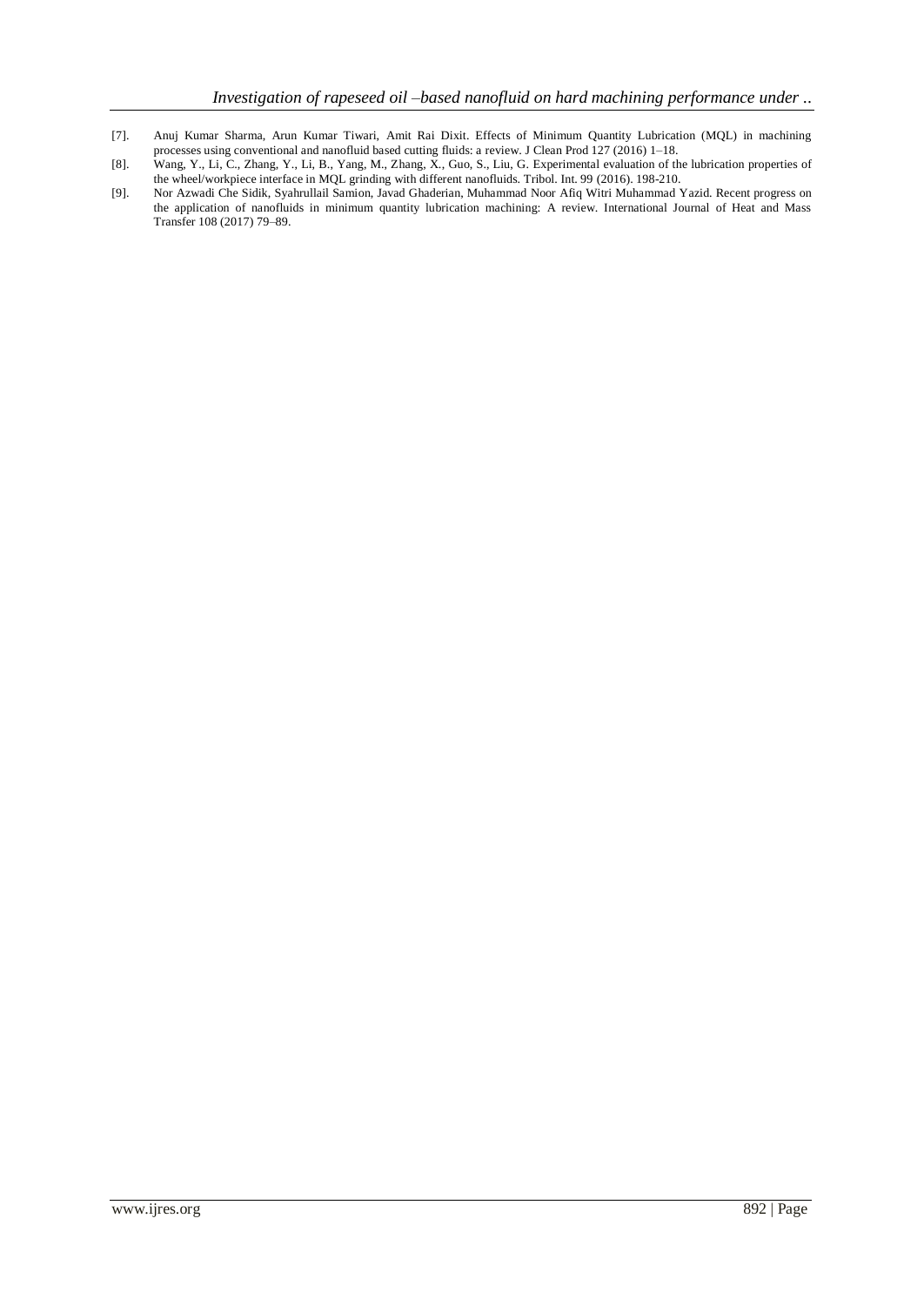[7]. Anuj Kumar Sharma, Arun Kumar Tiwari, Amit Rai Dixit. Effects of Minimum Quantity Lubrication (MQL) in machining processes using conventional and nanofluid based cutting fluids: a review. J Clean Prod 127 (2016) 1–18.

[8]. Wang, Y., Li, C., Zhang, Y., Li, B., Yang, M., Zhang, X., Guo, S., Liu, G. Experimental evaluation of the lubrication properties of the wheel/workpiece interface in MQL grinding with different nanofluids. Tribol. Int. 99 (2016). 198-210.

[9]. Nor Azwadi Che Sidik, Syahrullail Samion, Javad Ghaderian, Muhammad Noor Afiq Witri Muhammad Yazid. Recent progress on the application of nanofluids in minimum quantity lubrication machining: A review. International Journal of Heat and Mass Transfer 108 (2017) 79–89.